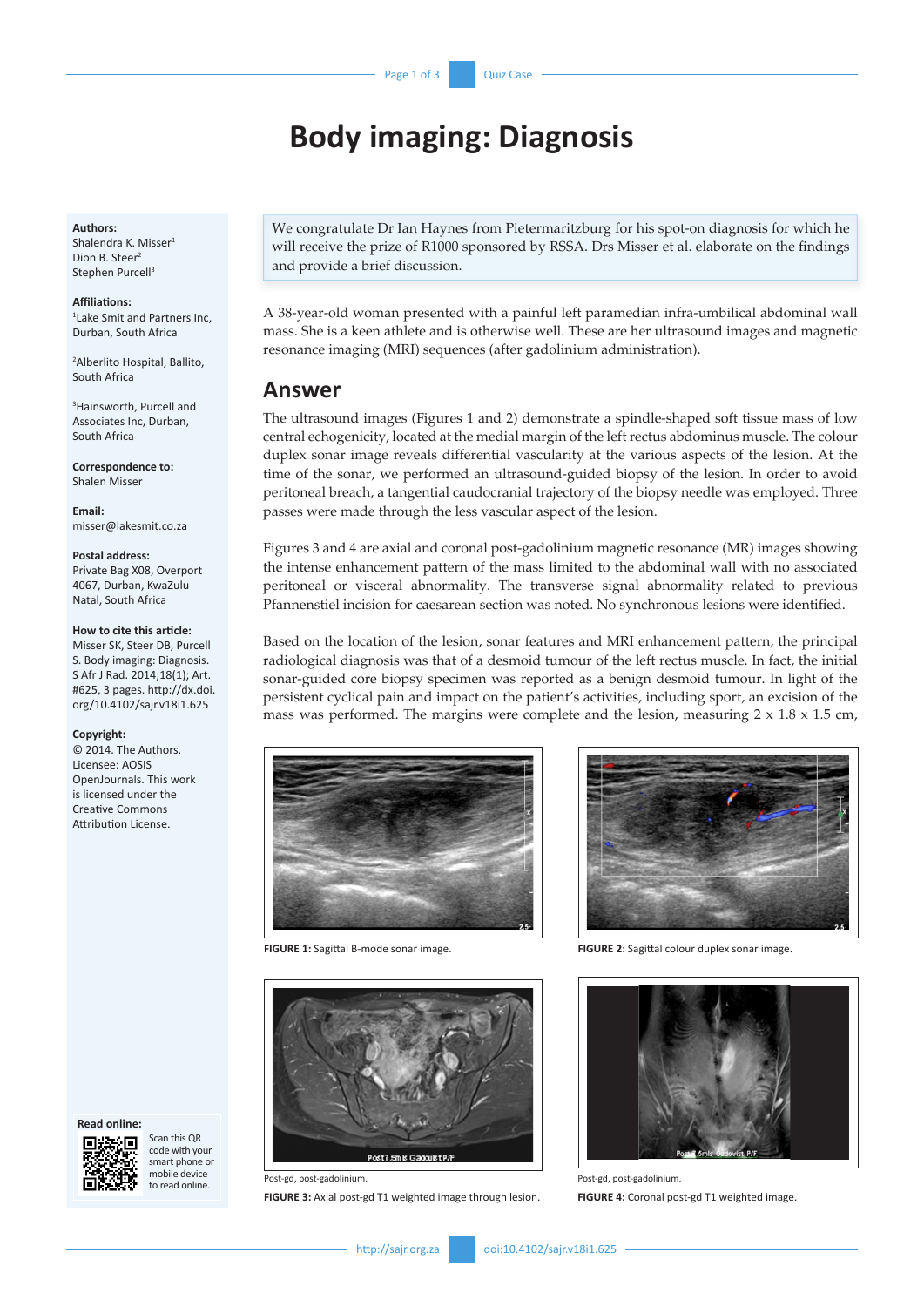# Body imaging: Diagnosis

**Authors:**
Shalendra K. Misser[1]
Dion B. Steer[2]
Stephen Purcell[3]

**Affiliations:**
[1]Lake Smit and Partners Inc, Durban, South Africa

[2]Alberlito Hospital, Ballito, South Africa

[3]Hainsworth, Purcell and Associates Inc, Durban, South Africa

**Correspondence to:**
Shalen Misser

**Email:**
misser@lakesmit.co.za

**Postal address:**
Private Bag X08, Overport 4067, Durban, KwaZulu-Natal, South Africa

**How to cite this article:**
Misser SK, Steer DB, Purcell S. Body imaging: Diagnosis. S Afr J Rad. 2014;18(1); Art. #625, 3 pages. http://dx.doi.org/10.4102/sajr.v18i1.625

**Copyright:**
© 2014. The Authors. Licensee: AOSIS OpenJournals. This work is licensed under the Creative Commons Attribution License.

**Read online:**
Scan this QR code with your smart phone or mobile device to read online.

We congratulate Dr Ian Haynes from Pietermaritzburg for his spot-on diagnosis for which he will receive the prize of R1000 sponsored by RSSA. Drs Misser et al. elaborate on the findings and provide a brief discussion.

A 38-year-old woman presented with a painful left paramedian infra-umbilical abdominal wall mass. She is a keen athlete and is otherwise well. These are her ultrasound images and magnetic resonance imaging (MRI) sequences (after gadolinium administration).

## Answer

The ultrasound images (Figures 1 and 2) demonstrate a spindle-shaped soft tissue mass of low central echogenicity, located at the medial margin of the left rectus abdominus muscle. The colour duplex sonar image reveals differential vascularity at the various aspects of the lesion. At the time of the sonar, we performed an ultrasound-guided biopsy of the lesion. In order to avoid peritoneal breach, a tangential caudocranial trajectory of the biopsy needle was employed. Three passes were made through the less vascular aspect of the lesion.

Figures 3 and 4 are axial and coronal post-gadolinium magnetic resonance (MR) images showing the intense enhancement pattern of the mass limited to the abdominal wall with no associated peritoneal or visceral abnormality. The transverse signal abnormality related to previous Pfannenstiel incision for caesarean section was noted. No synchronous lesions were identified.

Based on the location of the lesion, sonar features and MRI enhancement pattern, the principal radiological diagnosis was that of a desmoid tumour of the left rectus muscle. In fact, the initial sonar-guided core biopsy specimen was reported as a benign desmoid tumour. In light of the persistent cyclical pain and impact on the patient's activities, including sport, an excision of the mass was performed. The margins were complete and the lesion, measuring 2 x 1.8 x 1.5 cm,

**FIGURE 1:** Sagittal B-mode sonar image.

**FIGURE 2:** Sagittal colour duplex sonar image.

Post-gd, post-gadolinium.

**FIGURE 3:** Axial post-gd T1 weighted image through lesion.

Post-gd, post-gadolinium.

**FIGURE 4:** Coronal post-gd T1 weighted image.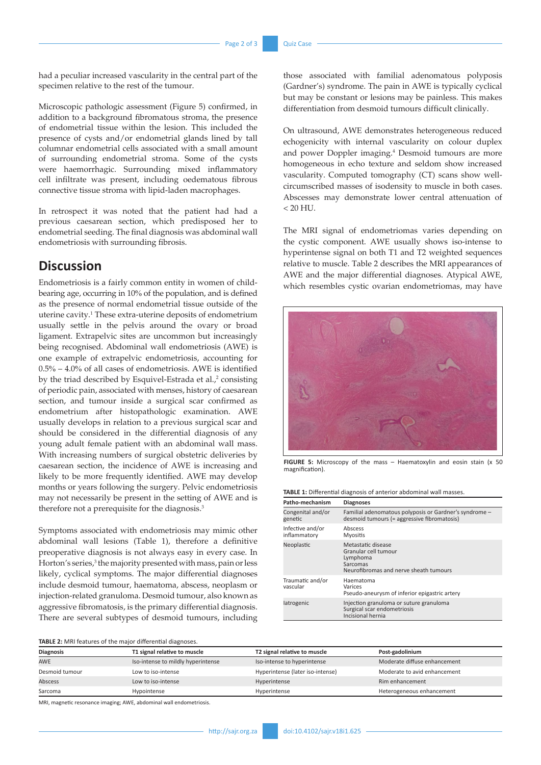had a peculiar increased vascularity in the central part of the specimen relative to the rest of the tumour.

Microscopic pathologic assessment (Figure 5) confirmed, in addition to a background fibromatous stroma, the presence of endometrial tissue within the lesion. This included the presence of cysts and/or endometrial glands lined by tall columnar endometrial cells associated with a small amount of surrounding endometrial stroma. Some of the cysts were haemorrhagic. Surrounding mixed inflammatory cell infiltrate was present, including oedematous fibrous connective tissue stroma with lipid-laden macrophages.

In retrospect it was noted that the patient had had a previous caesarean section, which predisposed her to endometrial seeding. The final diagnosis was abdominal wall endometriosis with surrounding fibrosis.

## Discussion

Endometriosis is a fairly common entity in women of child-bearing age, occurring in 10% of the population, and is defined as the presence of normal endometrial tissue outside of the uterine cavity.[1] These extra-uterine deposits of endometrium usually settle in the pelvis around the ovary or broad ligament. Extrapelvic sites are uncommon but increasingly being recognised. Abdominal wall endometriosis (AWE) is one example of extrapelvic endometriosis, accounting for 0.5% – 4.0% of all cases of endometriosis. AWE is identified by the triad described by Esquivel-Estrada et al.,[2] consisting of periodic pain, associated with menses, history of caesarean section, and tumour inside a surgical scar confirmed as endometrium after histopathologic examination. AWE usually develops in relation to a previous surgical scar and should be considered in the differential diagnosis of any young adult female patient with an abdominal wall mass. With increasing numbers of surgical obstetric deliveries by caesarean section, the incidence of AWE is increasing and likely to be more frequently identified. AWE may develop months or years following the surgery. Pelvic endometriosis may not necessarily be present in the setting of AWE and is therefore not a prerequisite for the diagnosis.[3]

Symptoms associated with endometriosis may mimic other abdominal wall lesions (Table 1), therefore a definitive preoperative diagnosis is not always easy in every case. In Horton's series,[3] the majority presented with mass, pain or less likely, cyclical symptoms. The major differential diagnoses include desmoid tumour, haematoma, abscess, neoplasm or injection-related granuloma. Desmoid tumour, also known as aggressive fibromatosis, is the primary differential diagnosis. There are several subtypes of desmoid tumours, including those associated with familial adenomatous polyposis (Gardner's) syndrome. The pain in AWE is typically cyclical but may be constant or lesions may be painless. This makes differentiation from desmoid tumours difficult clinically.

On ultrasound, AWE demonstrates heterogeneous reduced echogenicity with internal vascularity on colour duplex and power Doppler imaging.[4] Desmoid tumours are more homogeneous in echo texture and seldom show increased vascularity. Computed tomography (CT) scans show well-circumscribed masses of isodensity to muscle in both cases. Abscesses may demonstrate lower central attenuation of < 20 HU.

The MRI signal of endometriomas varies depending on the cystic component. AWE usually shows iso-intense to hyperintense signal on both T1 and T2 weighted sequences relative to muscle. Table 2 describes the MRI appearances of AWE and the major differential diagnoses. Atypical AWE, which resembles cystic ovarian endometriomas, may have

**FIGURE 5:** Microscopy of the mass – Haematoxylin and eosin stain (x 50 magnification).

**TABLE 1:** Differential diagnosis of anterior abdominal wall masses.

| Patho-mechanism | Diagnoses |
|---|---|
| Congenital and/or genetic | Familial adenomatous polyposis or Gardner's syndrome – desmoid tumours (= aggressive fibromatosis) |
| Infective and/or inflammatory | Abscess<br>Myositis |
| Neoplastic | Metastatic disease<br>Granular cell tumour<br>Lymphoma<br>Sarcomas<br>Neurofibromas and nerve sheath tumours |
| Traumatic and/or vascular | Haematoma<br>Varices<br>Pseudo-aneurysm of inferior epigastric artery |
| Iatrogenic | Injection granuloma or suture granuloma<br>Surgical scar endometriosis<br>Incisional hernia |

**TABLE 2:** MRI features of the major differential diagnoses.

| Diagnosis | T1 signal relative to muscle | T2 signal relative to muscle | Post-gadolinium |
|---|---|---|---|
| AWE | Iso-intense to mildly hyperintense | Iso-intense to hyperintense | Moderate diffuse enhancement |
| Desmoid tumour | Low to iso-intense | Hyperintense (later iso-intense) | Moderate to avid enhancement |
| Abscess | Low to iso-intense | Hyperintense | Rim enhancement |
| Sarcoma | Hypointense | Hyperintense | Heterogeneous enhancement |

MRI, magnetic resonance imaging; AWE, abdominal wall endometriosis.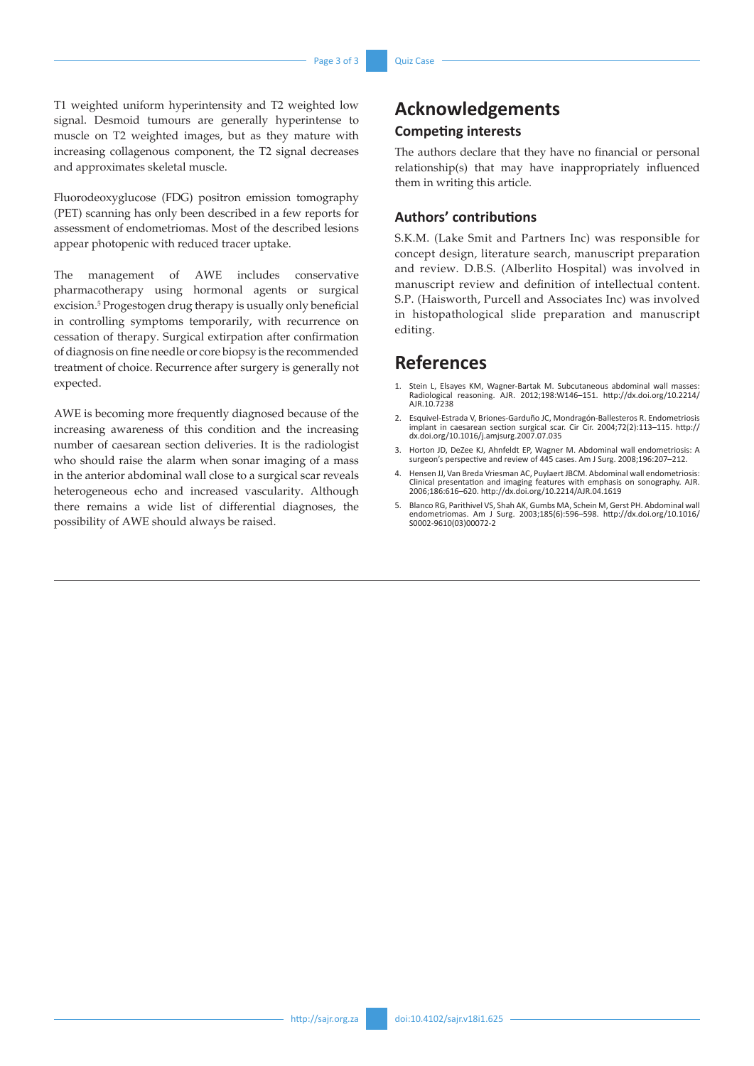T1 weighted uniform hyperintensity and T2 weighted low signal. Desmoid tumours are generally hyperintense to muscle on T2 weighted images, but as they mature with increasing collagenous component, the T2 signal decreases and approximates skeletal muscle.

Fluorodeoxyglucose (FDG) positron emission tomography (PET) scanning has only been described in a few reports for assessment of endometriomas. Most of the described lesions appear photopenic with reduced tracer uptake.

The management of AWE includes conservative pharmacotherapy using hormonal agents or surgical excision.[5] Progestogen drug therapy is usually only beneficial in controlling symptoms temporarily, with recurrence on cessation of therapy. Surgical extirpation after confirmation of diagnosis on fine needle or core biopsy is the recommended treatment of choice. Recurrence after surgery is generally not expected.

AWE is becoming more frequently diagnosed because of the increasing awareness of this condition and the increasing number of caesarean section deliveries. It is the radiologist who should raise the alarm when sonar imaging of a mass in the anterior abdominal wall close to a surgical scar reveals heterogeneous echo and increased vascularity. Although there remains a wide list of differential diagnoses, the possibility of AWE should always be raised.

# Acknowledgements

## Competing interests

The authors declare that they have no financial or personal relationship(s) that may have inappropriately influenced them in writing this article.

## Authors' contributions

S.K.M. (Lake Smit and Partners Inc) was responsible for concept design, literature search, manuscript preparation and review. D.B.S. (Alberlito Hospital) was involved in manuscript review and definition of intellectual content. S.P. (Haisworth, Purcell and Associates Inc) was involved in histopathological slide preparation and manuscript editing.

# References

1. Stein L, Elsayes KM, Wagner-Bartak M. Subcutaneous abdominal wall masses: Radiological reasoning. AJR. 2012;198:W146–151. http://dx.doi.org/10.2214/AJR.10.7238
2. Esquivel-Estrada V, Briones-Garduño JC, Mondragón-Ballesteros R. Endometriosis implant in caesarean section surgical scar. Cir Cir. 2004;72(2):113–115. http://dx.doi.org/10.1016/j.amjsurg.2007.07.035
3. Horton JD, DeZee KJ, Ahnfeldt EP, Wagner M. Abdominal wall endometriosis: A surgeon's perspective and review of 445 cases. Am J Surg. 2008;196:207–212.
4. Hensen JJ, Van Breda Vriesman AC, Puylaert JBCM. Abdominal wall endometriosis: Clinical presentation and imaging features with emphasis on sonography. AJR. 2006;186:616–620. http://dx.doi.org/10.2214/AJR.04.1619
5. Blanco RG, Parithivel VS, Shah AK, Gumbs MA, Schein M, Gerst PH. Abdominal wall endometriomas. Am J Surg. 2003;185(6):596–598. http://dx.doi.org/10.1016/S0002-9610(03)00072-2